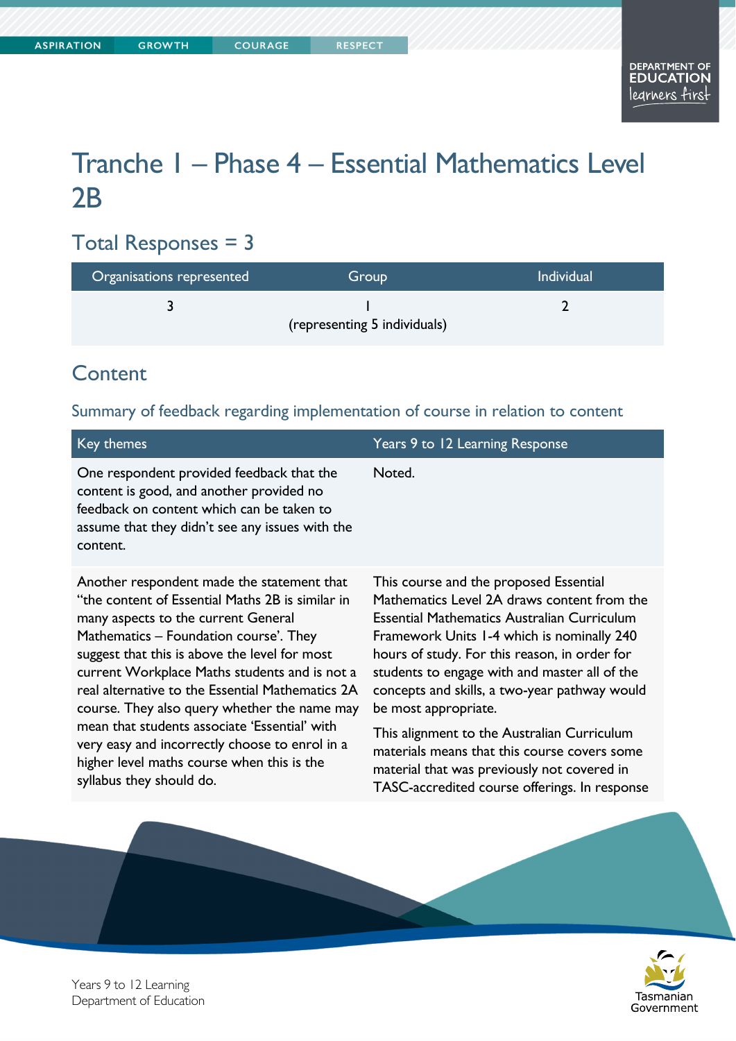# Tranche 1 – Phase 4 – Essential Mathematics Level 2B

## Total Responses = 3

| Organisations represented | Group | Individual |
|---|---|---|
| 3 | 1 (representing 5 individuals) | 2 |

## Content

### Summary of feedback regarding implementation of course in relation to content

| Key themes | Years 9 to 12 Learning Response |
|---|---|
| One respondent provided feedback that the content is good, and another provided no feedback on content which can be taken to assume that they didn't see any issues with the content. | Noted. |
| Another respondent made the statement that "the content of Essential Maths 2B is similar in many aspects to the current General Mathematics – Foundation course'. They suggest that this is above the level for most current Workplace Maths students and is not a real alternative to the Essential Mathematics 2A course. They also query whether the name may mean that students associate 'Essential' with very easy and incorrectly choose to enrol in a higher level maths course when this is the syllabus they should do. | This course and the proposed Essential Mathematics Level 2A draws content from the Essential Mathematics Australian Curriculum Framework Units 1-4 which is nominally 240 hours of study. For this reason, in order for students to engage with and master all of the concepts and skills, a two-year pathway would be most appropriate.<br><br>This alignment to the Australian Curriculum materials means that this course covers some material that was previously not covered in TASC-accredited course offerings. In response |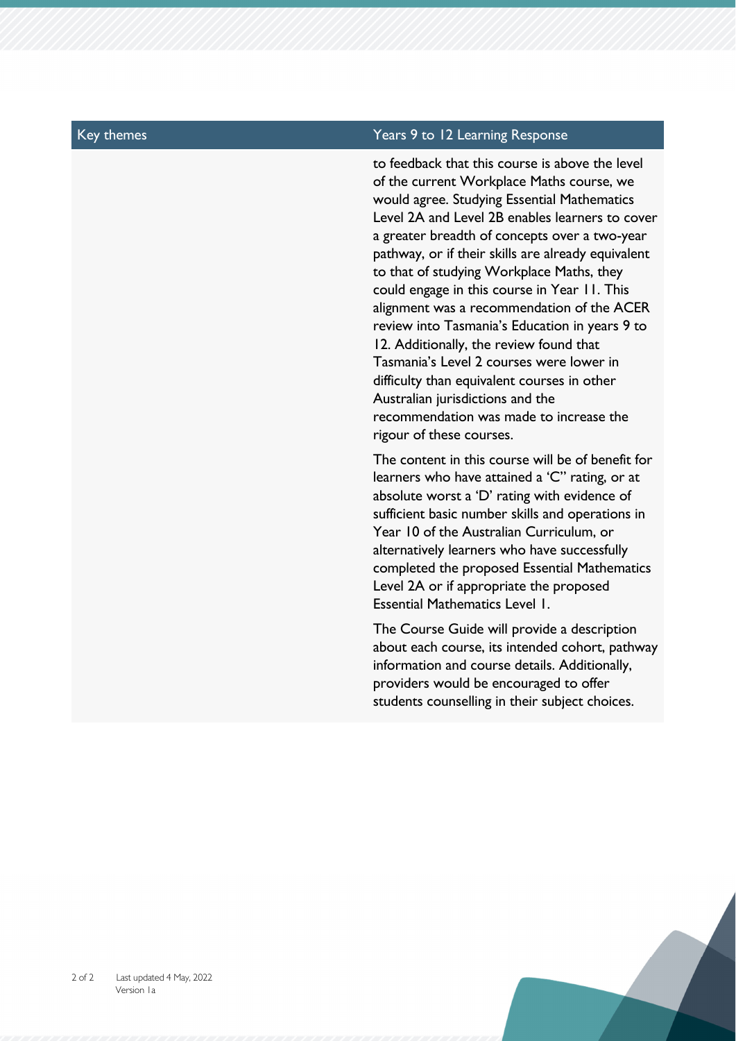| Key themes | Years 9 to 12 Learning Response |
|---|---|
| | to feedback that this course is above the level of the current Workplace Maths course, we would agree. Studying Essential Mathematics Level 2A and Level 2B enables learners to cover a greater breadth of concepts over a two-year pathway, or if their skills are already equivalent to that of studying Workplace Maths, they could engage in this course in Year 11. This alignment was a recommendation of the ACER review into Tasmania's Education in years 9 to 12. Additionally, the review found that Tasmania's Level 2 courses were lower in difficulty than equivalent courses in other Australian jurisdictions and the recommendation was made to increase the rigour of these courses.<br><br>The content in this course will be of benefit for learners who have attained a 'C" rating, or at absolute worst a 'D' rating with evidence of sufficient basic number skills and operations in Year 10 of the Australian Curriculum, or alternatively learners who have successfully completed the proposed Essential Mathematics Level 2A or if appropriate the proposed Essential Mathematics Level 1.<br><br>The Course Guide will provide a description about each course, its intended cohort, pathway information and course details. Additionally, providers would be encouraged to offer students counselling in their subject choices. |

Last updated 4 May, 2022
Version 1a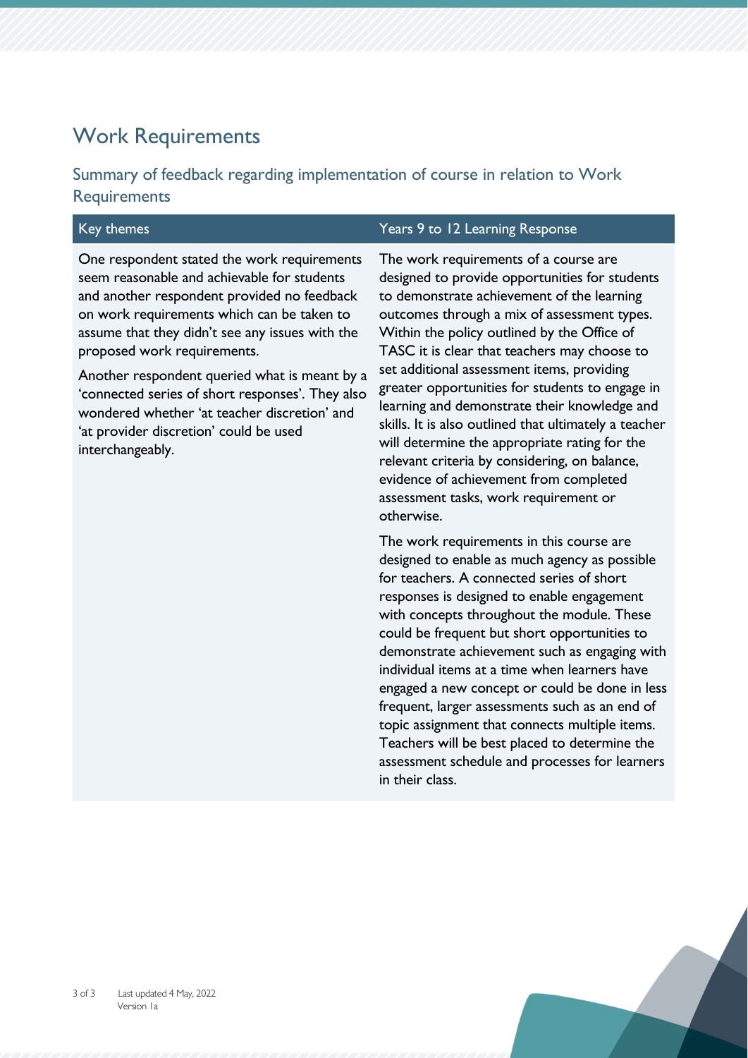## Work Requirements

### Summary of feedback regarding implementation of course in relation to Work Requirements

| Key themes | Years 9 to 12 Learning Response |
| --- | --- |
| One respondent stated the work requirements seem reasonable and achievable for students and another respondent provided no feedback on work requirements which can be taken to assume that they didn't see any issues with the proposed work requirements.<br><br>Another respondent queried what is meant by a 'connected series of short responses'. They also wondered whether 'at teacher discretion' and 'at provider discretion' could be used interchangeably. | The work requirements of a course are designed to provide opportunities for students to demonstrate achievement of the learning outcomes through a mix of assessment types. Within the policy outlined by the Office of TASC it is clear that teachers may choose to set additional assessment items, providing greater opportunities for students to engage in learning and demonstrate their knowledge and skills. It is also outlined that ultimately a teacher will determine the appropriate rating for the relevant criteria by considering, on balance, evidence of achievement from completed assessment tasks, work requirement or otherwise.<br><br>The work requirements in this course are designed to enable as much agency as possible for teachers. A connected series of short responses is designed to enable engagement with concepts throughout the module. These could be frequent but short opportunities to demonstrate achievement such as engaging with individual items at a time when learners have engaged a new concept or could be done in less frequent, larger assessments such as an end of topic assignment that connects multiple items. Teachers will be best placed to determine the assessment schedule and processes for learners in their class. |

Last updated 4 May, 2022
Version 1a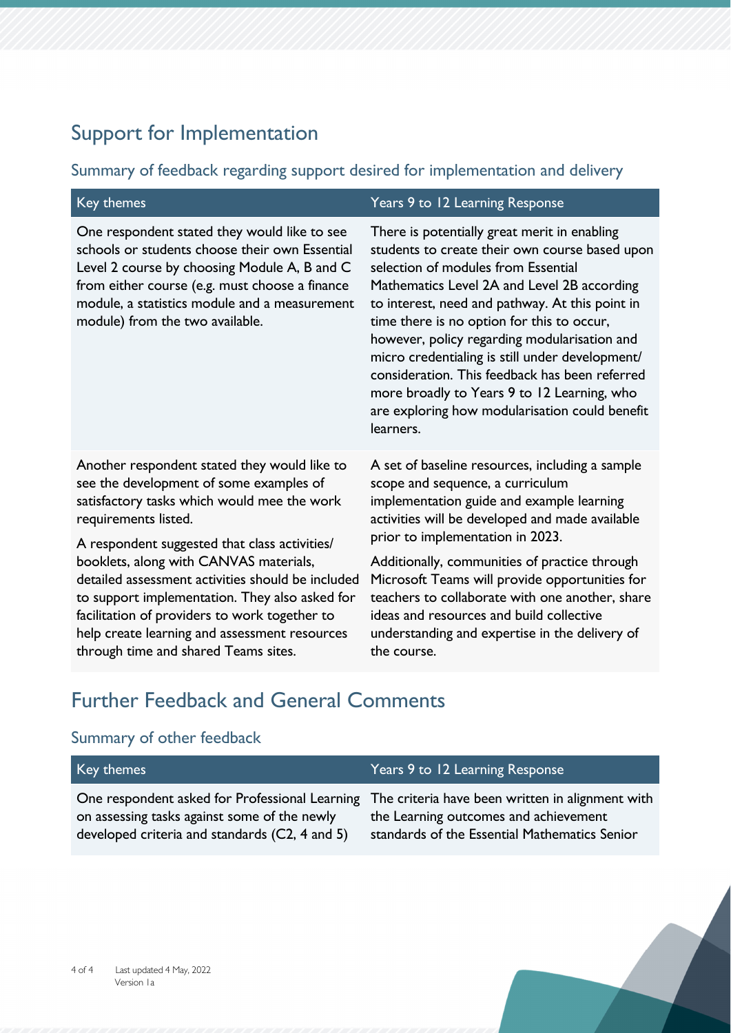# Support for Implementation

## Summary of feedback regarding support desired for implementation and delivery

| Key themes | Years 9 to 12 Learning Response |
|---|---|
| One respondent stated they would like to see schools or students choose their own Essential Level 2 course by choosing Module A, B and C from either course (e.g. must choose a finance module, a statistics module and a measurement module) from the two available. | There is potentially great merit in enabling students to create their own course based upon selection of modules from Essential Mathematics Level 2A and Level 2B according to interest, need and pathway. At this point in time there is no option for this to occur, however, policy regarding modularisation and micro credentialing is still under development/ consideration. This feedback has been referred more broadly to Years 9 to 12 Learning, who are exploring how modularisation could benefit learners. |
| Another respondent stated they would like to see the development of some examples of satisfactory tasks which would mee the work requirements listed.<br><br>A respondent suggested that class activities/ booklets, along with CANVAS materials, detailed assessment activities should be included to support implementation. They also asked for facilitation of providers to work together to help create learning and assessment resources through time and shared Teams sites. | A set of baseline resources, including a sample scope and sequence, a curriculum implementation guide and example learning activities will be developed and made available prior to implementation in 2023.<br><br>Additionally, communities of practice through Microsoft Teams will provide opportunities for teachers to collaborate with one another, share ideas and resources and build collective understanding and expertise in the delivery of the course. |

# Further Feedback and General Comments

## Summary of other feedback

| Key themes | Years 9 to 12 Learning Response |
|---|---|
| One respondent asked for Professional Learning on assessing tasks against some of the newly developed criteria and standards (C2, 4 and 5) | The criteria have been written in alignment with the Learning outcomes and achievement standards of the Essential Mathematics Senior |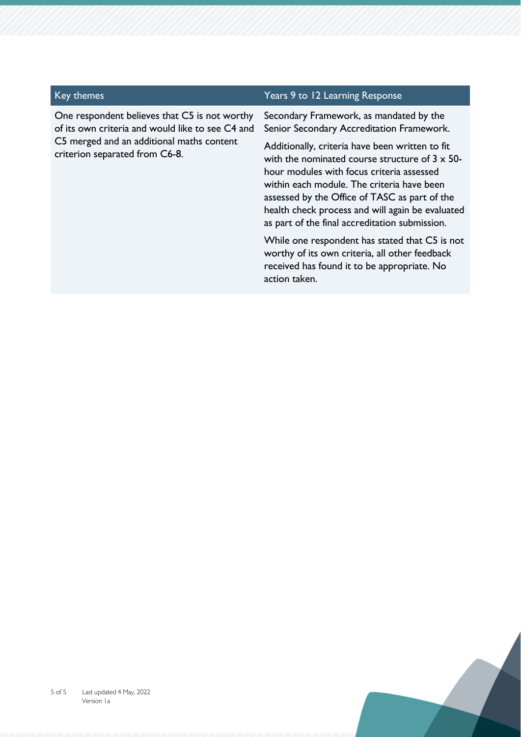| Key themes | Years 9 to 12 Learning Response |
|---|---|
| One respondent believes that C5 is not worthy of its own criteria and would like to see C4 and C5 merged and an additional maths content criterion separated from C6-8. | Secondary Framework, as mandated by the Senior Secondary Accreditation Framework.<br><br>Additionally, criteria have been written to fit with the nominated course structure of 3 x 50-hour modules with focus criteria assessed within each module. The criteria have been assessed by the Office of TASC as part of the health check process and will again be evaluated as part of the final accreditation submission.<br><br>While one respondent has stated that C5 is not worthy of its own criteria, all other feedback received has found it to be appropriate. No action taken. |

Last updated 4 May, 2022
Version 1a